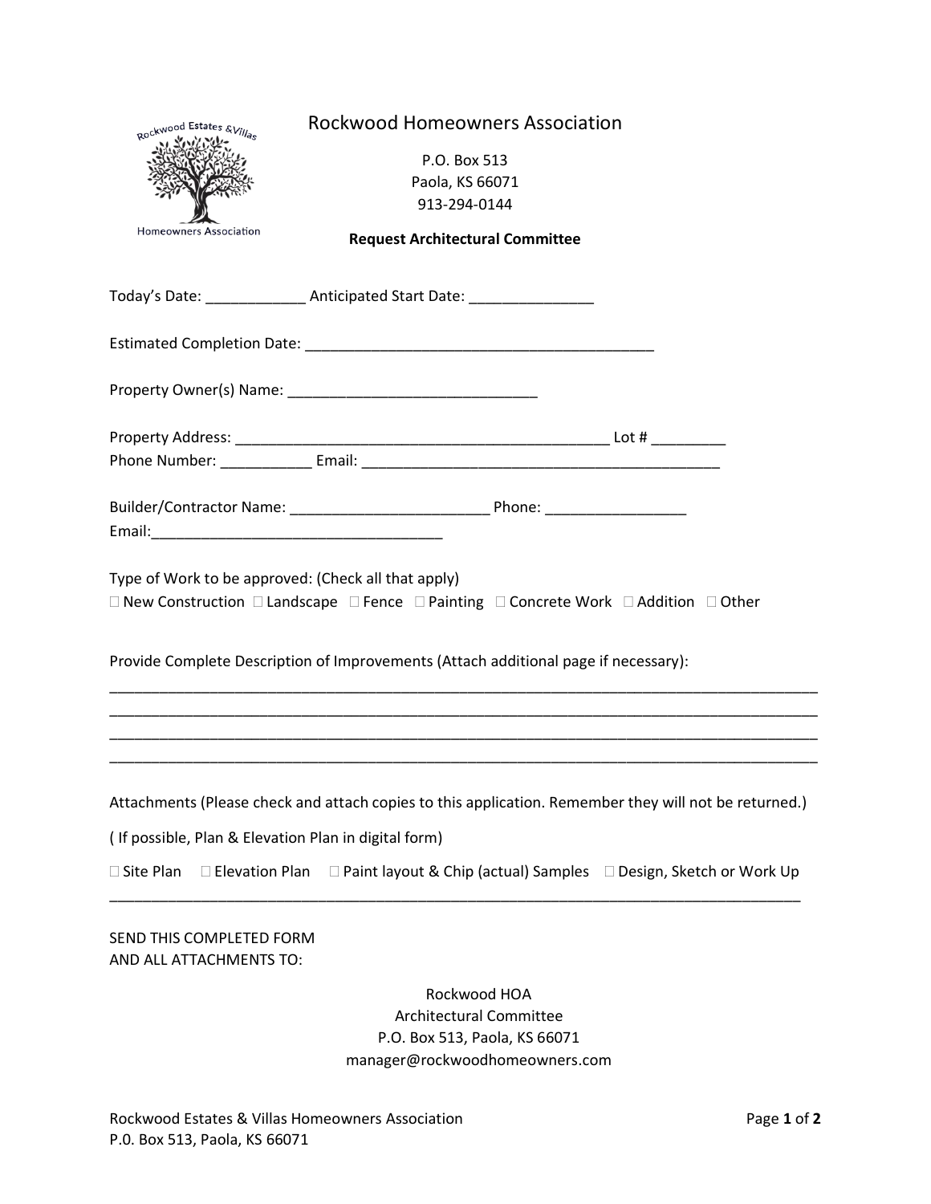# Rockwood Homeowners Association

P.O. Box 513
Paola, KS 66071
913-294-0144

**Request Architectural Committee**

Today's Date: ____________ Anticipated Start Date: _______________

Estimated Completion Date: ___________________________________________

Property Owner(s) Name: ______________________________

Property Address: ______________________________________________ Lot # _________
Phone Number: ___________ Email: ____________________________________________

Builder/Contractor Name: ________________________ Phone: _________________
Email:___________________________________

Type of Work to be approved: (Check all that apply)
☐ New Construction ☐ Landscape ☐ Fence ☐ Painting ☐ Concrete Work ☐ Addition ☐ Other

Provide Complete Description of Improvements (Attach additional page if necessary):

______________________________________________________________________________________
______________________________________________________________________________________
______________________________________________________________________________________
______________________________________________________________________________________

Attachments (Please check and attach copies to this application. Remember they will not be returned.)

( If possible, Plan & Elevation Plan in digital form)

☐ Site Plan ☐ Elevation Plan ☐ Paint layout & Chip (actual) Samples ☐ Design, Sketch or Work Up
______________________________________________________________________________________

SEND THIS COMPLETED FORM
AND ALL ATTACHMENTS TO:

Rockwood HOA
Architectural Committee
P.O. Box 513, Paola, KS 66071
manager@rockwoodhomeowners.com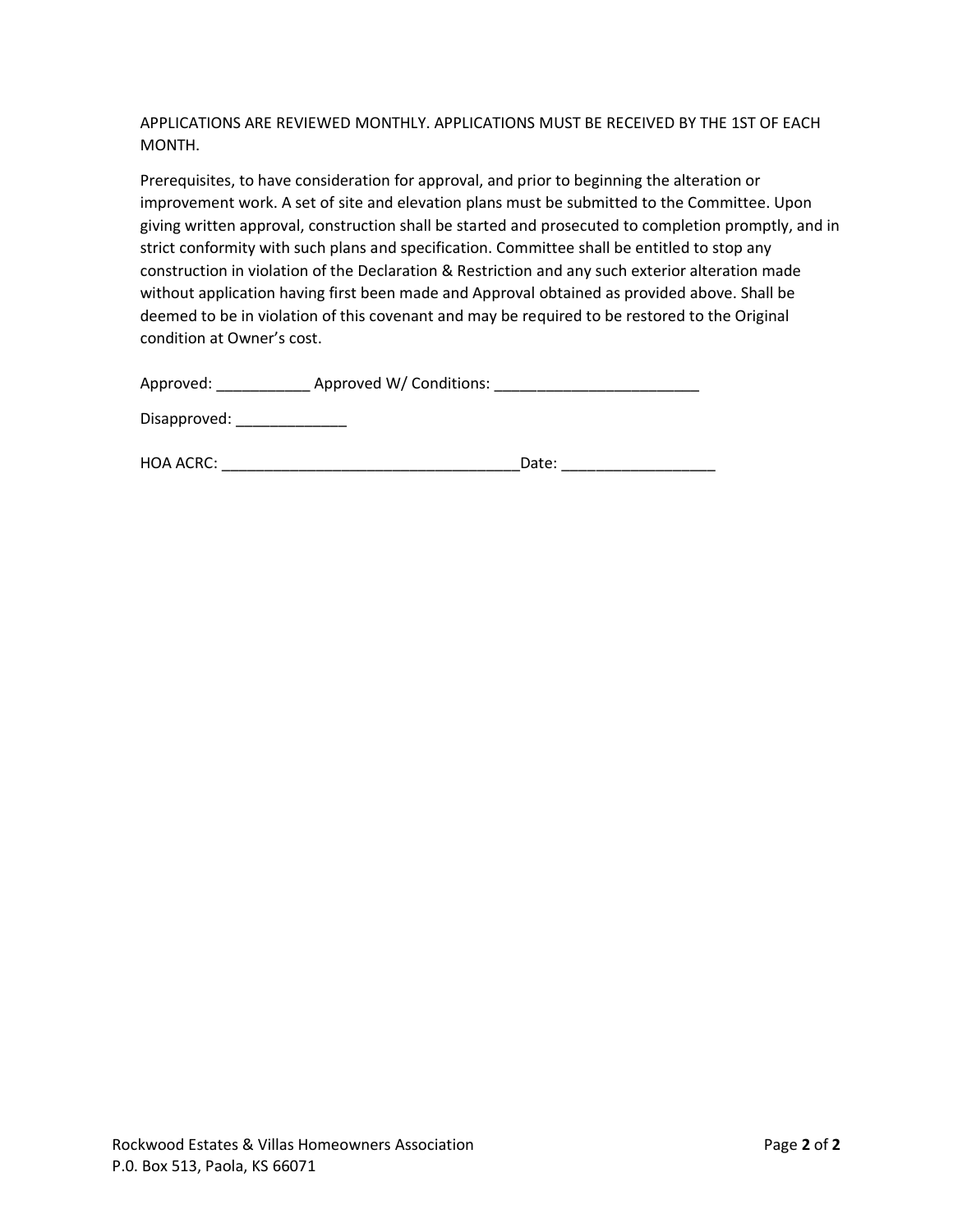APPLICATIONS ARE REVIEWED MONTHLY. APPLICATIONS MUST BE RECEIVED BY THE 1ST OF EACH MONTH.

Prerequisites, to have consideration for approval, and prior to beginning the alteration or improvement work. A set of site and elevation plans must be submitted to the Committee. Upon giving written approval, construction shall be started and prosecuted to completion promptly, and in strict conformity with such plans and specification. Committee shall be entitled to stop any construction in violation of the Declaration & Restriction and any such exterior alteration made without application having first been made and Approval obtained as provided above. Shall be deemed to be in violation of this covenant and may be required to be restored to the Original condition at Owner's cost.

Approved: ___________ Approved W/ Conditions: ________________________

Disapproved: _____________

HOA ACRC: ___________________________________Date: __________________